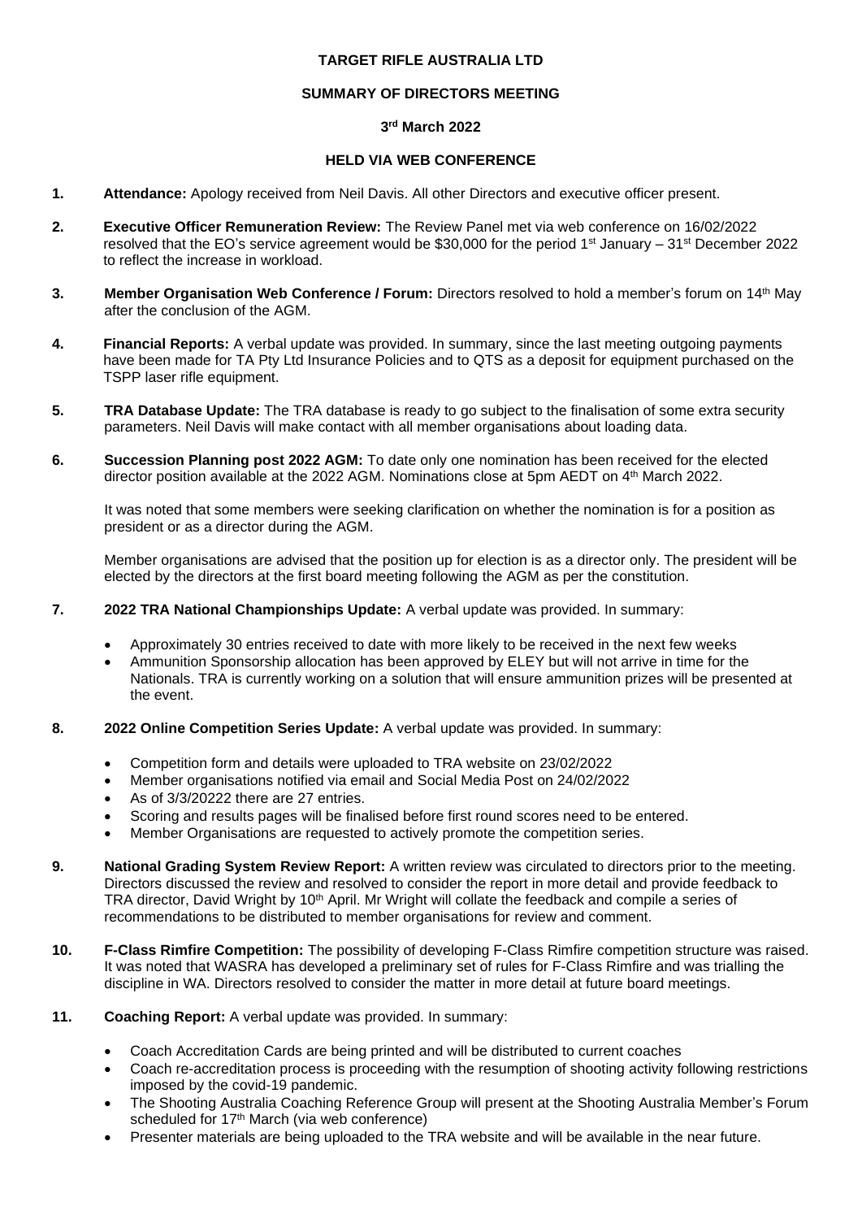**TARGET RIFLE AUSTRALIA LTD**

**SUMMARY OF DIRECTORS MEETING**

**3rd March 2022**

**HELD VIA WEB CONFERENCE**

1. **Attendance:** Apology received from Neil Davis. All other Directors and executive officer present.

2. **Executive Officer Remuneration Review:** The Review Panel met via web conference on 16/02/2022 resolved that the EO's service agreement would be $30,000 for the period 1st January – 31st December 2022 to reflect the increase in workload.

3. **Member Organisation Web Conference / Forum:** Directors resolved to hold a member's forum on 14th May after the conclusion of the AGM.

4. **Financial Reports:** A verbal update was provided. In summary, since the last meeting outgoing payments have been made for TA Pty Ltd Insurance Policies and to QTS as a deposit for equipment purchased on the TSPP laser rifle equipment.

5. **TRA Database Update:** The TRA database is ready to go subject to the finalisation of some extra security parameters. Neil Davis will make contact with all member organisations about loading data.

6. **Succession Planning post 2022 AGM:** To date only one nomination has been received for the elected director position available at the 2022 AGM. Nominations close at 5pm AEDT on 4th March 2022.

   It was noted that some members were seeking clarification on whether the nomination is for a position as president or as a director during the AGM.

   Member organisations are advised that the position up for election is as a director only. The president will be elected by the directors at the first board meeting following the AGM as per the constitution.

7. **2022 TRA National Championships Update:** A verbal update was provided. In summary:

   - Approximately 30 entries received to date with more likely to be received in the next few weeks
   - Ammunition Sponsorship allocation has been approved by ELEY but will not arrive in time for the Nationals. TRA is currently working on a solution that will ensure ammunition prizes will be presented at the event.

8. **2022 Online Competition Series Update:** A verbal update was provided. In summary:

   - Competition form and details were uploaded to TRA website on 23/02/2022
   - Member organisations notified via email and Social Media Post on 24/02/2022
   - As of 3/3/20222 there are 27 entries.
   - Scoring and results pages will be finalised before first round scores need to be entered.
   - Member Organisations are requested to actively promote the competition series.

9. **National Grading System Review Report:** A written review was circulated to directors prior to the meeting. Directors discussed the review and resolved to consider the report in more detail and provide feedback to TRA director, David Wright by 10th April. Mr Wright will collate the feedback and compile a series of recommendations to be distributed to member organisations for review and comment.

10. **F-Class Rimfire Competition:** The possibility of developing F-Class Rimfire competition structure was raised. It was noted that WASRA has developed a preliminary set of rules for F-Class Rimfire and was trialling the discipline in WA. Directors resolved to consider the matter in more detail at future board meetings.

11. **Coaching Report:** A verbal update was provided. In summary:

    - Coach Accreditation Cards are being printed and will be distributed to current coaches
    - Coach re-accreditation process is proceeding with the resumption of shooting activity following restrictions imposed by the covid-19 pandemic.
    - The Shooting Australia Coaching Reference Group will present at the Shooting Australia Member's Forum scheduled for 17th March (via web conference)
    - Presenter materials are being uploaded to the TRA website and will be available in the near future.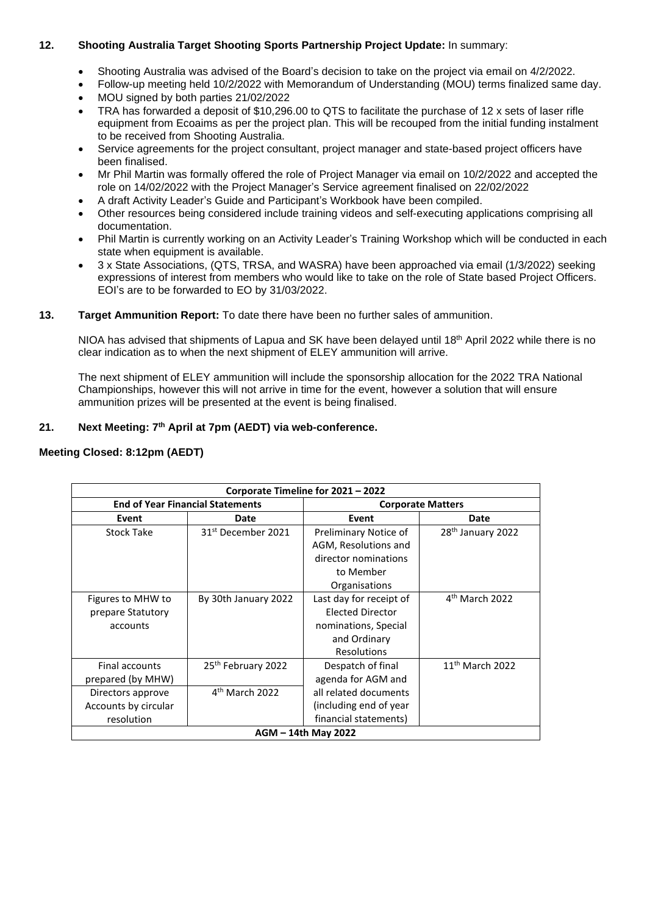**12. Shooting Australia Target Shooting Sports Partnership Project Update:** In summary:

- Shooting Australia was advised of the Board's decision to take on the project via email on 4/2/2022.
- Follow-up meeting held 10/2/2022 with Memorandum of Understanding (MOU) terms finalized same day.
- MOU signed by both parties 21/02/2022
- TRA has forwarded a deposit of $10,296.00 to QTS to facilitate the purchase of 12 x sets of laser rifle equipment from Ecoaims as per the project plan. This will be recouped from the initial funding instalment to be received from Shooting Australia.
- Service agreements for the project consultant, project manager and state-based project officers have been finalised.
- Mr Phil Martin was formally offered the role of Project Manager via email on 10/2/2022 and accepted the role on 14/02/2022 with the Project Manager's Service agreement finalised on 22/02/2022
- A draft Activity Leader's Guide and Participant's Workbook have been compiled.
- Other resources being considered include training videos and self-executing applications comprising all documentation.
- Phil Martin is currently working on an Activity Leader's Training Workshop which will be conducted in each state when equipment is available.
- 3 x State Associations, (QTS, TRSA, and WASRA) have been approached via email (1/3/2022) seeking expressions of interest from members who would like to take on the role of State based Project Officers. EOI's are to be forwarded to EO by 31/03/2022.

**13. Target Ammunition Report:** To date there have been no further sales of ammunition.

NIOA has advised that shipments of Lapua and SK have been delayed until 18th April 2022 while there is no clear indication as to when the next shipment of ELEY ammunition will arrive.

The next shipment of ELEY ammunition will include the sponsorship allocation for the 2022 TRA National Championships, however this will not arrive in time for the event, however a solution that will ensure ammunition prizes will be presented at the event is being finalised.

**21. Next Meeting: 7th April at 7pm (AEDT) via web-conference.**

**Meeting Closed: 8:12pm (AEDT)**

| **Corporate Timeline for 2021 – 2022** | | | |
|---|---|---|---|
| **End of Year Financial Statements** | | **Corporate Matters** | |
| **Event** | **Date** | **Event** | **Date** |
| Stock Take | 31st December 2021 | Preliminary Notice of AGM, Resolutions and director nominations to Member Organisations | 28th January 2022 |
| Figures to MHW to prepare Statutory accounts | By 30th January 2022 | Last day for receipt of Elected Director nominations, Special and Ordinary Resolutions | 4th March 2022 |
| Final accounts prepared (by MHW) | 25th February 2022 | Despatch of final agenda for AGM and all related documents (including end of year financial statements) | 11th March 2022 |
| Directors approve Accounts by circular resolution | 4th March 2022 | | |
| **AGM – 14th May 2022** | | | |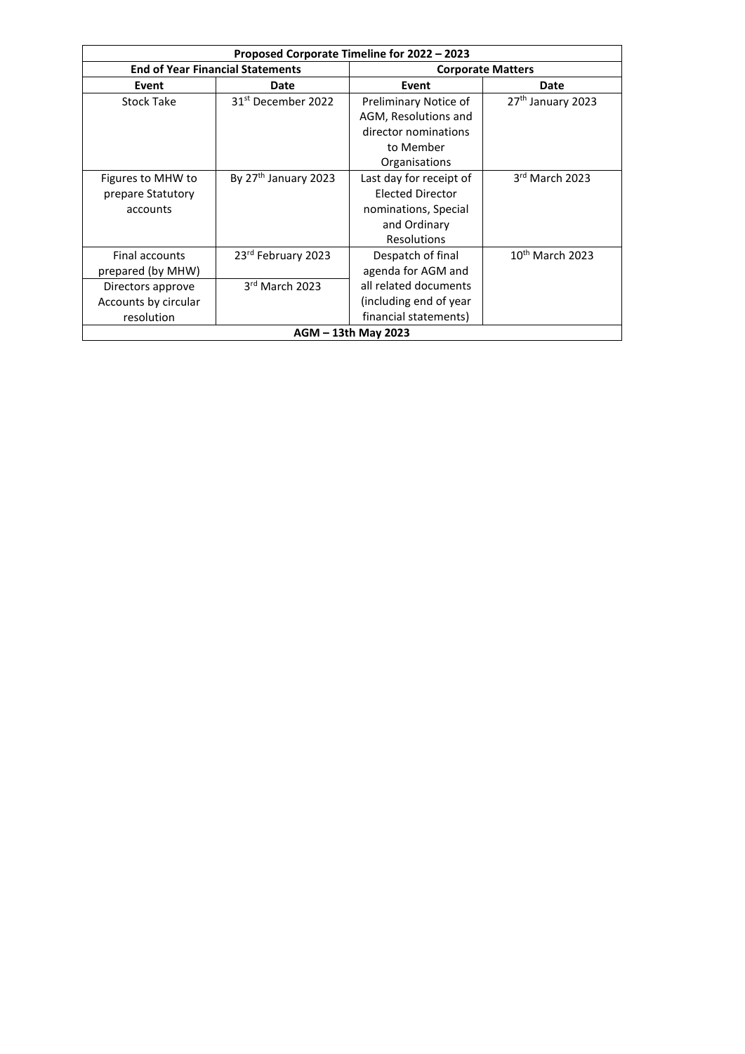| Proposed Corporate Timeline for 2022 – 2023 | | | |
|---|---|---|---|
| **End of Year Financial Statements** | | **Corporate Matters** | |
| **Event** | **Date** | **Event** | **Date** |
| Stock Take | 31st December 2022 | Preliminary Notice of AGM, Resolutions and director nominations to Member Organisations | 27th January 2023 |
| Figures to MHW to prepare Statutory accounts | By 27th January 2023 | Last day for receipt of Elected Director nominations, Special and Ordinary Resolutions | 3rd March 2023 |
| Final accounts prepared (by MHW) | 23rd February 2023 | Despatch of final agenda for AGM and all related documents (including end of year financial statements) | 10th March 2023 |
| Directors approve Accounts by circular resolution | 3rd March 2023 | | |
| **AGM – 13th May 2023** | | | |